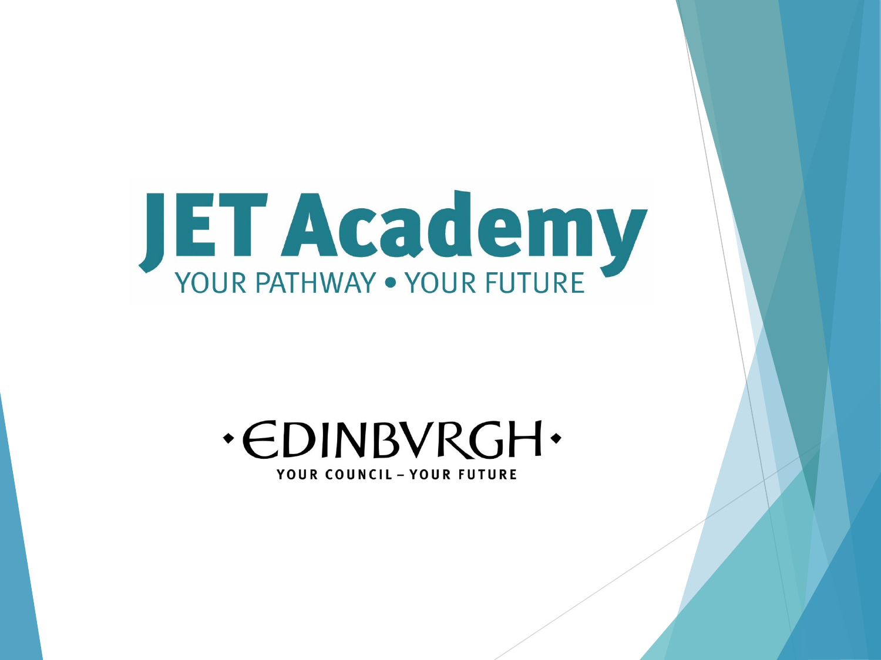# JET Academy

YOUR PATHWAY • YOUR FUTURE

•EDINBVRGH•

YOUR COUNCIL – YOUR FUTURE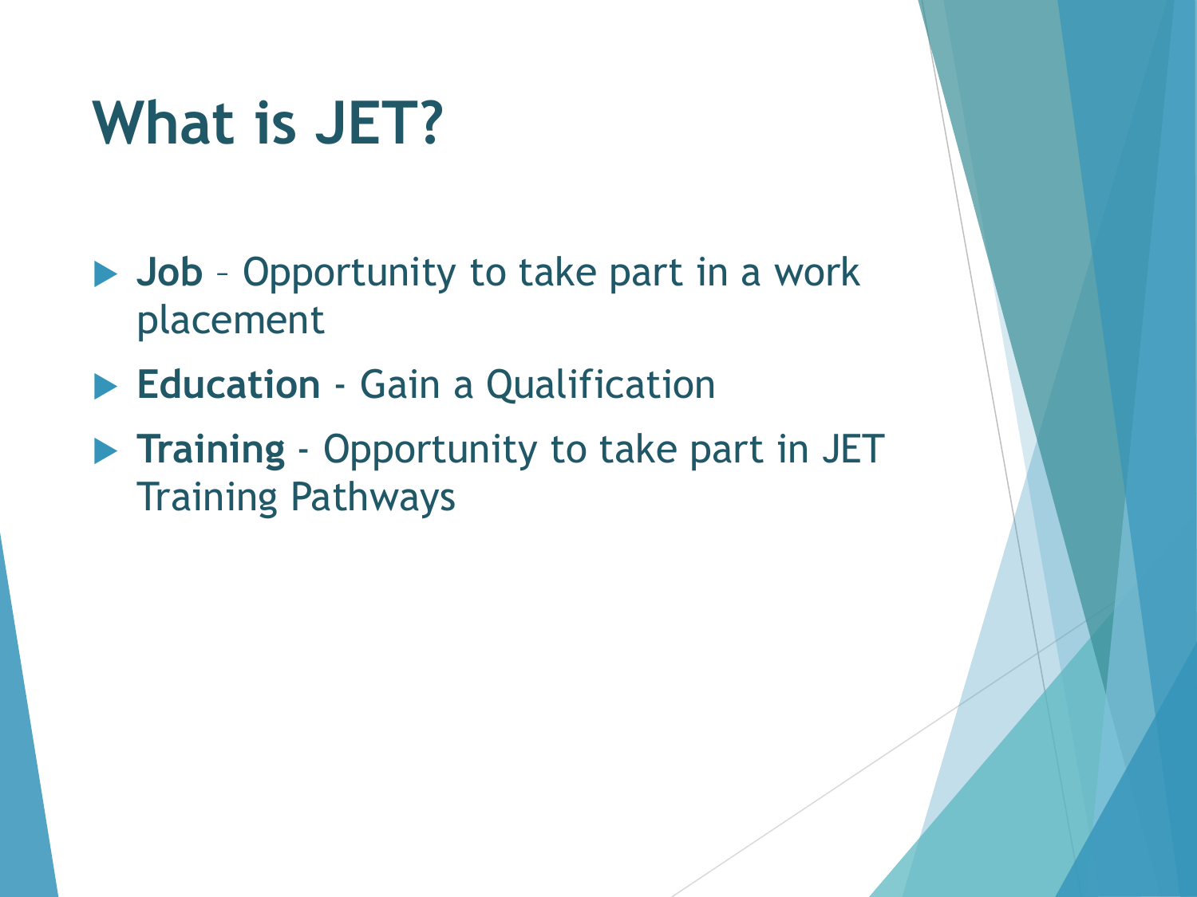# What is JET?

- **Job** – Opportunity to take part in a work placement
- **Education** - Gain a Qualification
- **Training** - Opportunity to take part in JET Training Pathways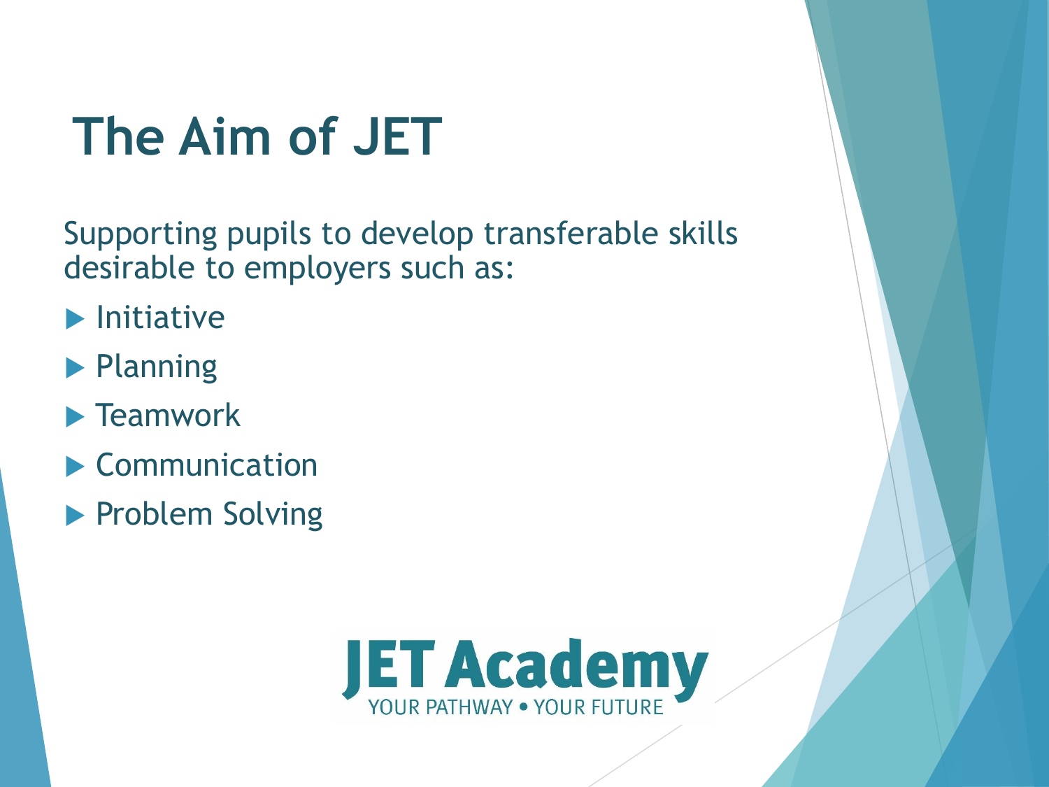# The Aim of JET

Supporting pupils to develop transferable skills desirable to employers such as:

- Initiative
- Planning
- Teamwork
- Communication
- Problem Solving

JET Academy
YOUR PATHWAY • YOUR FUTURE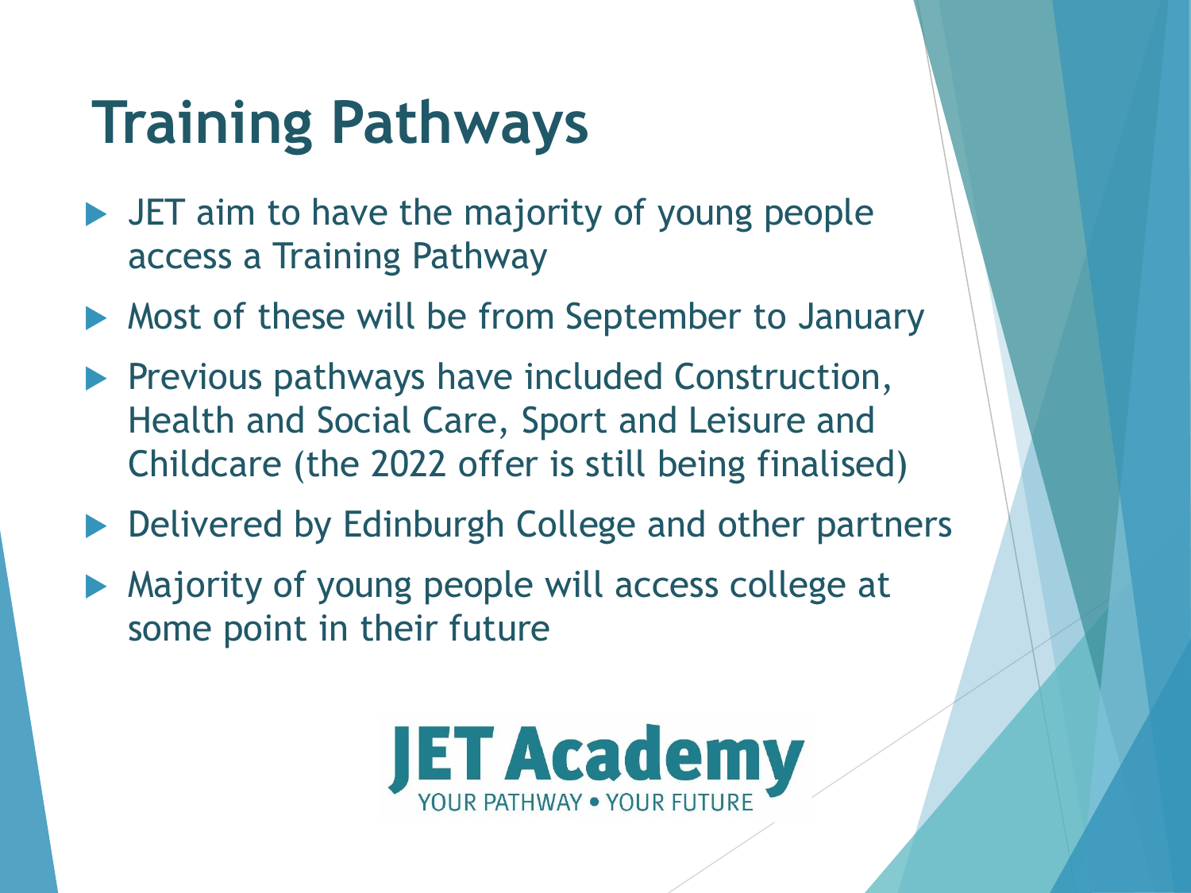# Training Pathways

- JET aim to have the majority of young people access a Training Pathway
- Most of these will be from September to January
- Previous pathways have included Construction, Health and Social Care, Sport and Leisure and Childcare (the 2022 offer is still being finalised)
- Delivered by Edinburgh College and other partners
- Majority of young people will access college at some point in their future

**JET Academy**
YOUR PATHWAY • YOUR FUTURE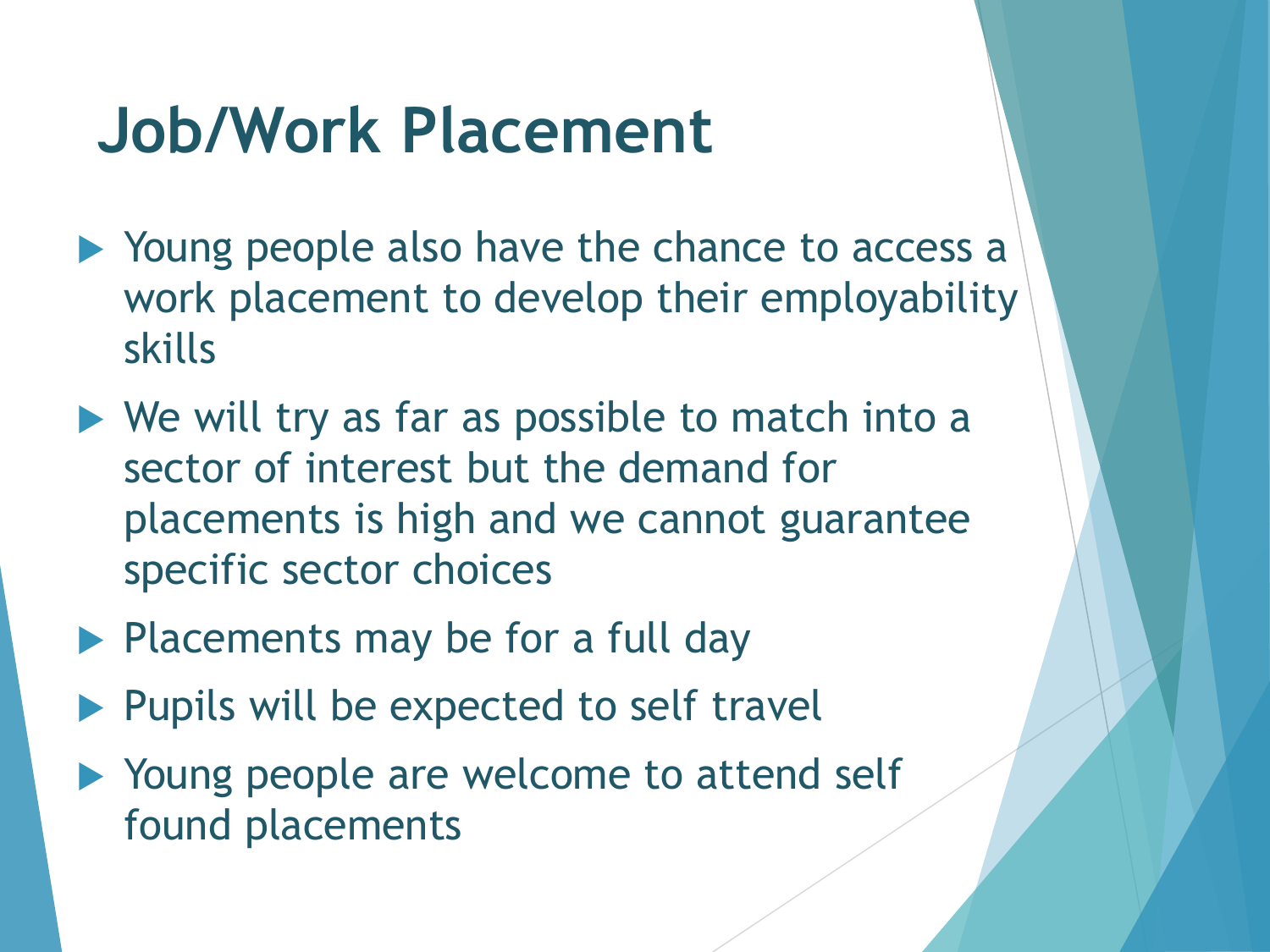# Job/Work Placement

- Young people also have the chance to access a work placement to develop their employability skills
- We will try as far as possible to match into a sector of interest but the demand for placements is high and we cannot guarantee specific sector choices
- Placements may be for a full day
- Pupils will be expected to self travel
- Young people are welcome to attend self found placements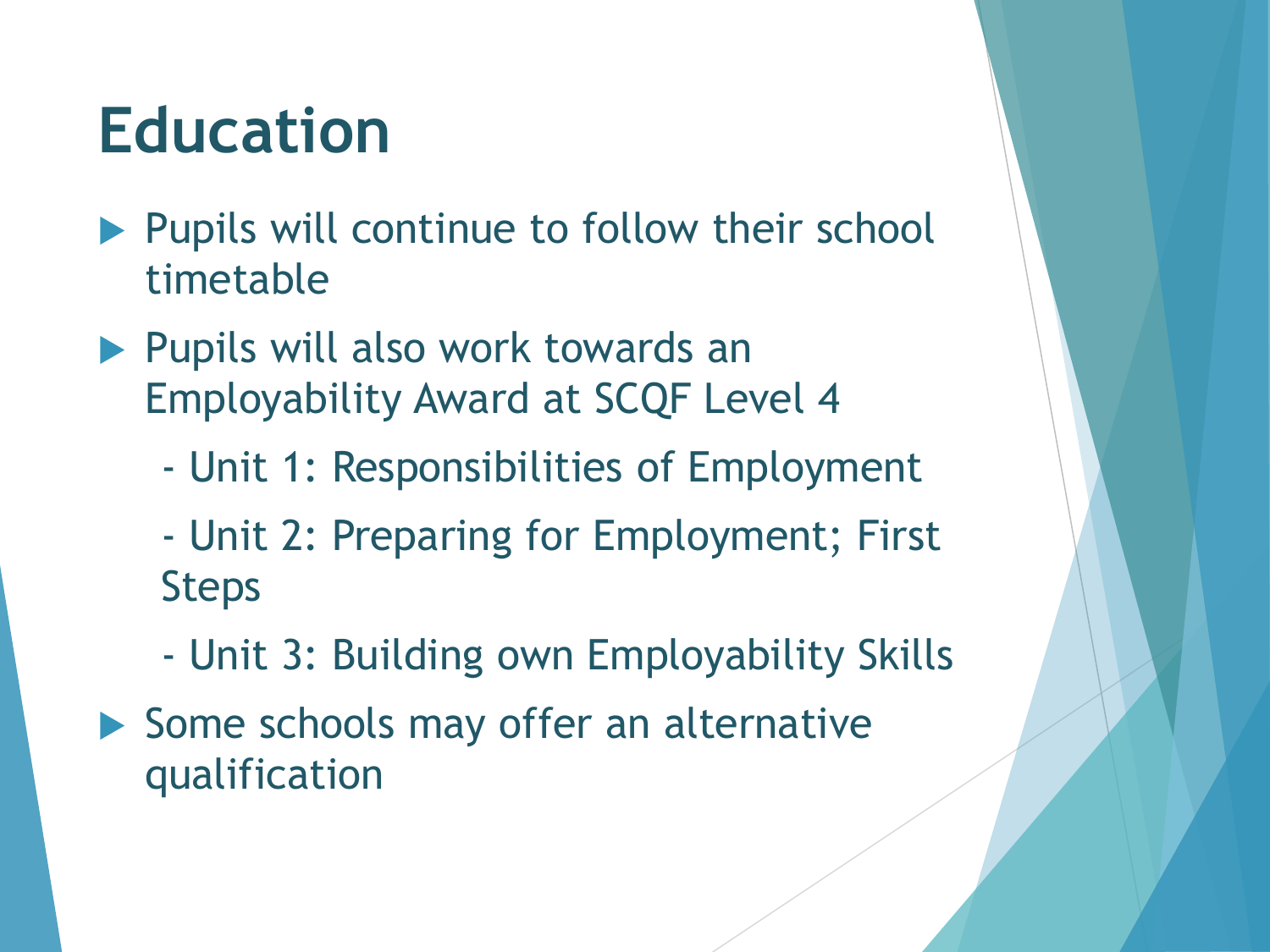# Education

- Pupils will continue to follow their school timetable
- Pupils will also work towards an Employability Award at SCQF Level 4
  - Unit 1: Responsibilities of Employment
  - Unit 2: Preparing for Employment; First Steps
  - Unit 3: Building own Employability Skills
- Some schools may offer an alternative qualification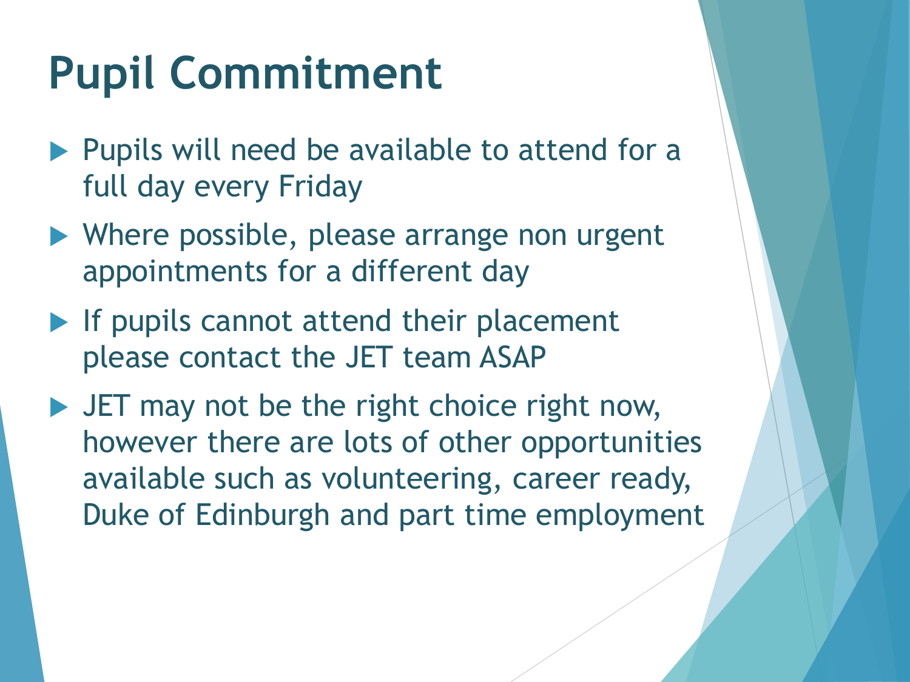# Pupil Commitment

- Pupils will need be available to attend for a full day every Friday
- Where possible, please arrange non urgent appointments for a different day
- If pupils cannot attend their placement please contact the JET team ASAP
- JET may not be the right choice right now, however there are lots of other opportunities available such as volunteering, career ready, Duke of Edinburgh and part time employment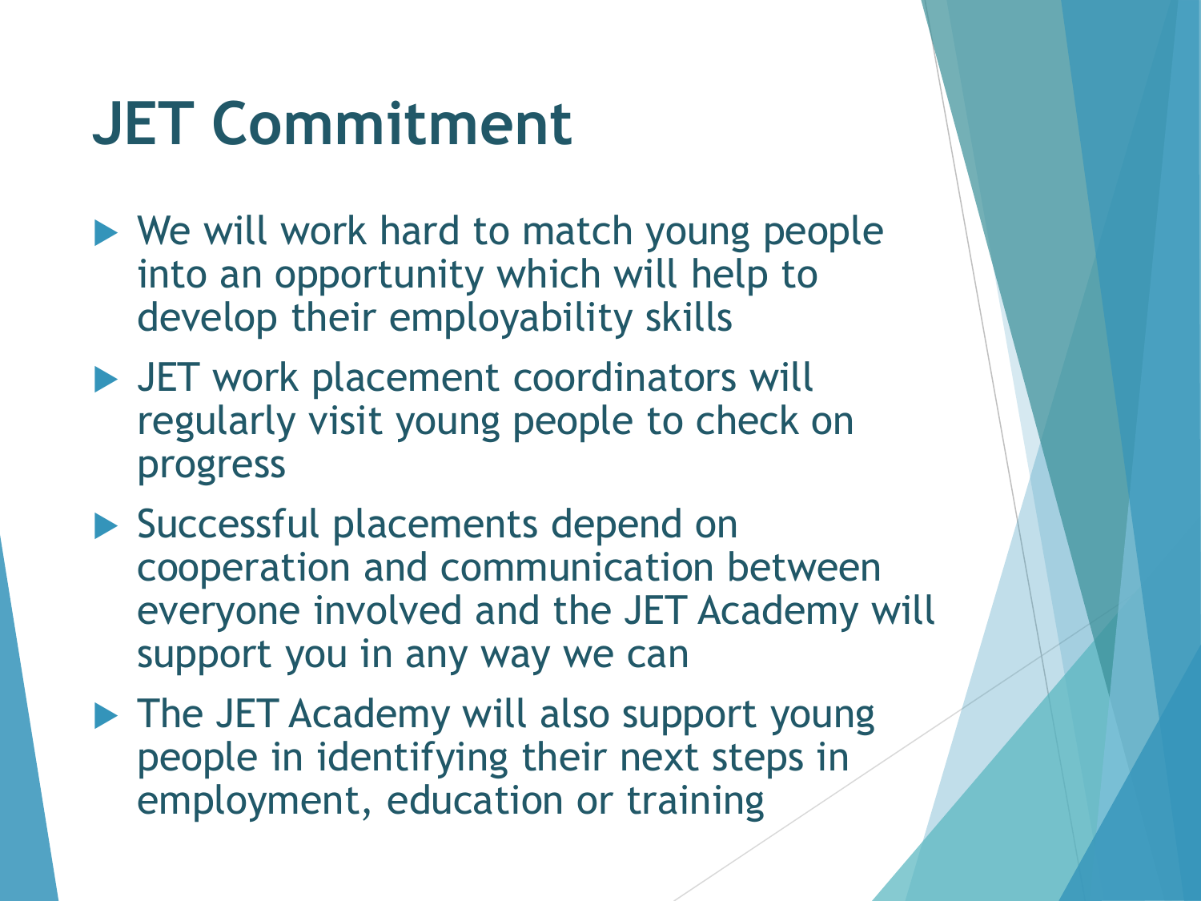# JET Commitment

- We will work hard to match young people into an opportunity which will help to develop their employability skills
- JET work placement coordinators will regularly visit young people to check on progress
- Successful placements depend on cooperation and communication between everyone involved and the JET Academy will support you in any way we can
- The JET Academy will also support young people in identifying their next steps in employment, education or training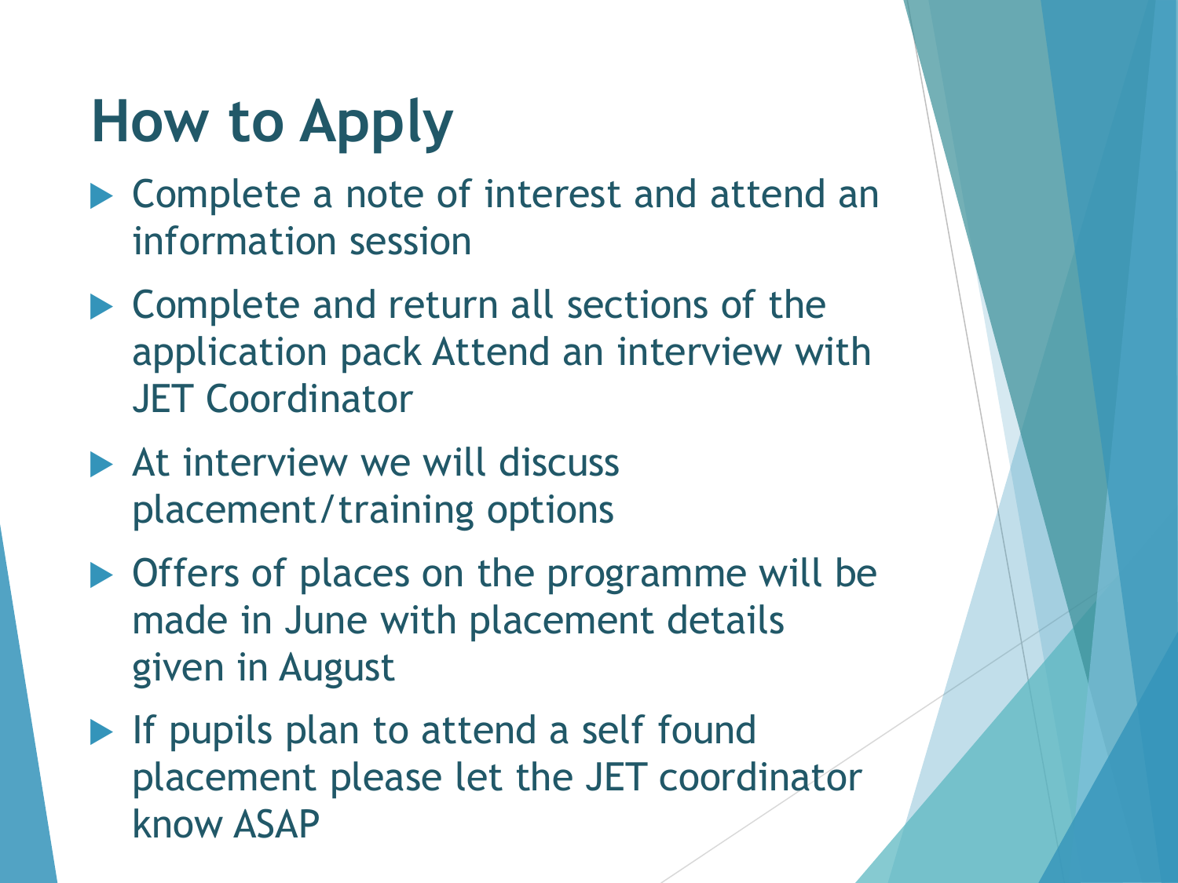# How to Apply

- Complete a note of interest and attend an information session
- Complete and return all sections of the application pack Attend an interview with JET Coordinator
- At interview we will discuss placement/training options
- Offers of places on the programme will be made in June with placement details given in August
- If pupils plan to attend a self found placement please let the JET coordinator know ASAP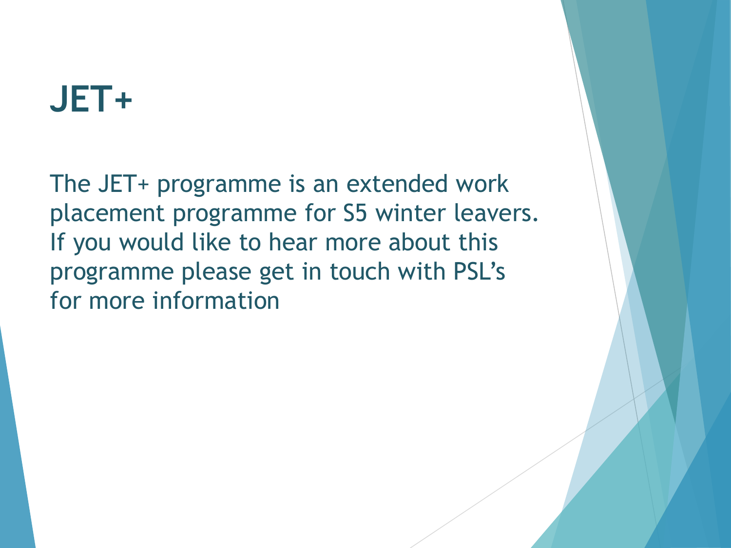# JET+

The JET+ programme is an extended work placement programme for S5 winter leavers. If you would like to hear more about this programme please get in touch with PSL's for more information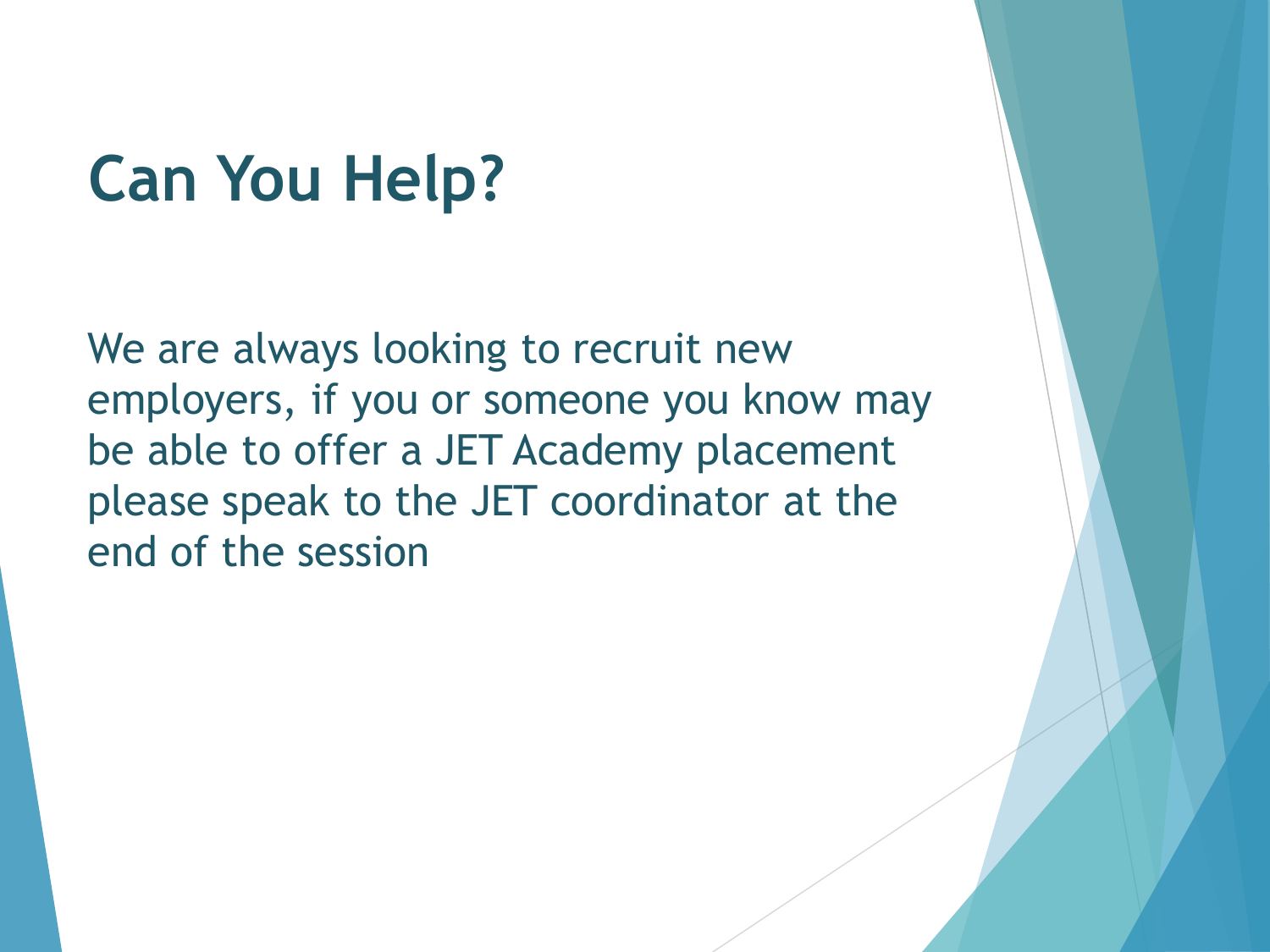# Can You Help?

We are always looking to recruit new employers, if you or someone you know may be able to offer a JET Academy placement please speak to the JET coordinator at the end of the session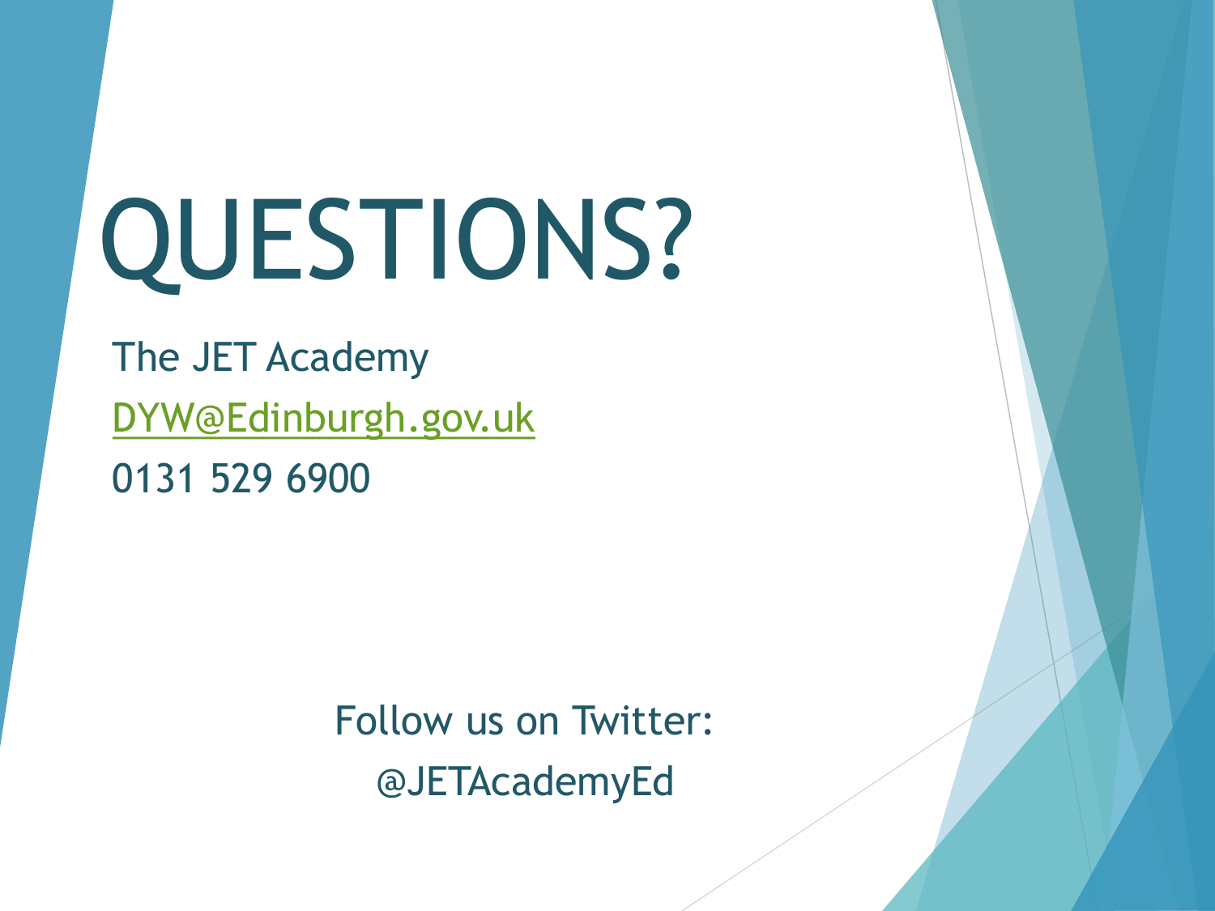# QUESTIONS?

The JET Academy

DYW@Edinburgh.gov.uk

0131 529 6900

Follow us on Twitter:

@JETAcademyEd